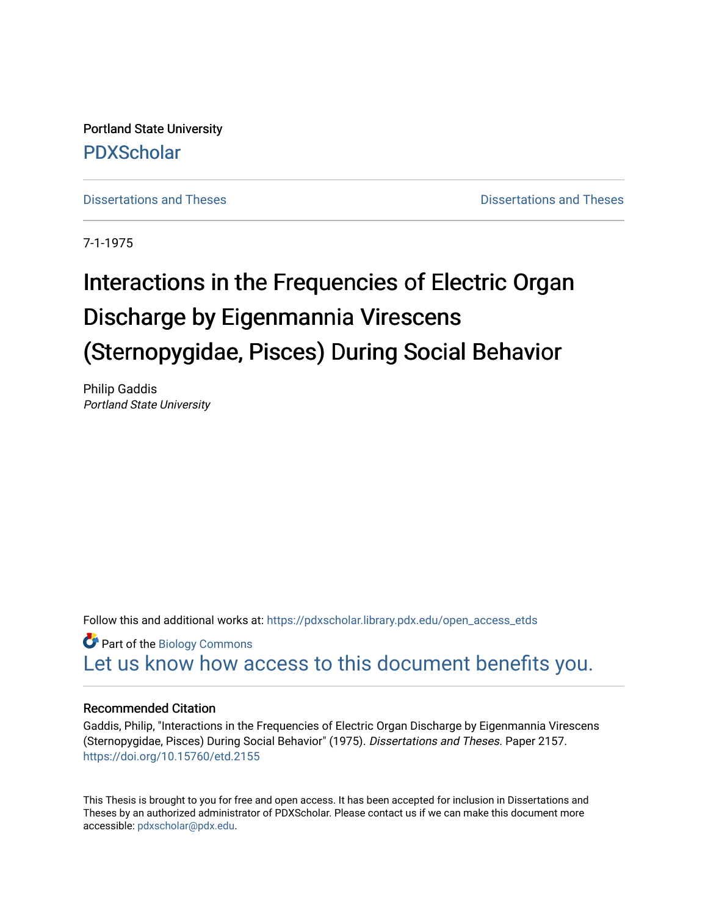Portland State University

PDXScholar

Dissertations and Theses | Dissertations and Theses

7-1-1975

# Interactions in the Frequencies of Electric Organ Discharge by Eigenmannia Virescens (Sternopygidae, Pisces) During Social Behavior

Philip Gaddis
*Portland State University*

Follow this and additional works at: https://pdxscholar.library.pdx.edu/open_access_etds

Part of the Biology Commons

Let us know how access to this document benefits you.

### Recommended Citation

Gaddis, Philip, "Interactions in the Frequencies of Electric Organ Discharge by Eigenmannia Virescens (Sternopygidae, Pisces) During Social Behavior" (1975). *Dissertations and Theses.* Paper 2157.
https://doi.org/10.15760/etd.2155

This Thesis is brought to you for free and open access. It has been accepted for inclusion in Dissertations and Theses by an authorized administrator of PDXScholar. Please contact us if we can make this document more accessible: pdxscholar@pdx.edu.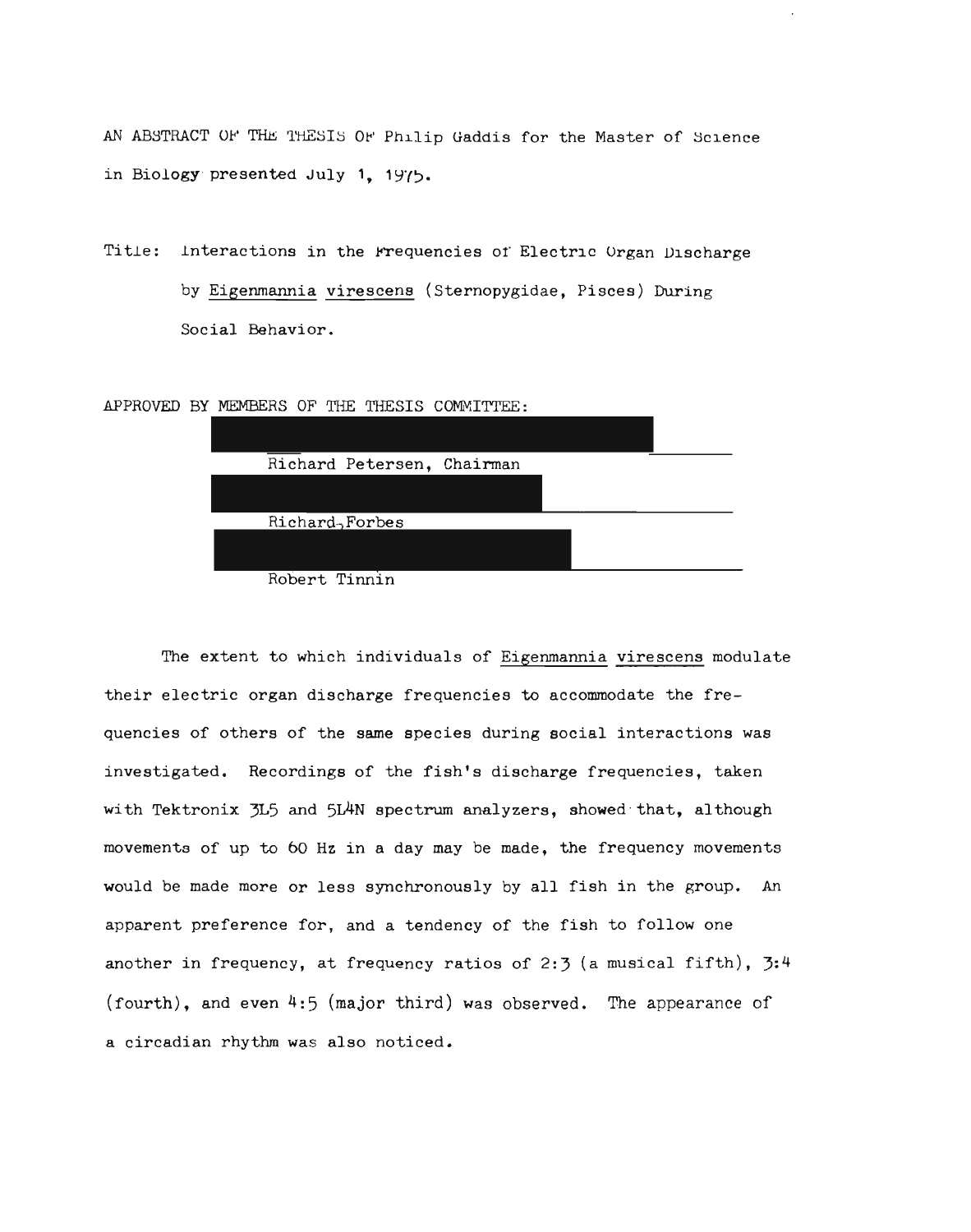AN ABSTRACT OF THE THESIS OF Philip Gaddis for the Master of Science in Biology presented July 1, 1975.

Title: Interactions in the Frequencies of Electric Organ Discharge by *Eigenmannia virescens* (Sternopygidae, Pisces) During Social Behavior.

APPROVED BY MEMBERS OF THE THESIS COMMITTEE:

Richard Petersen, Chairman

Richard Forbes

Robert Tinnin

The extent to which individuals of *Eigenmannia virescens* modulate their electric organ discharge frequencies to accommodate the frequencies of others of the same species during social interactions was investigated. Recordings of the fish's discharge frequencies, taken with Tektronix 3L5 and 5L4N spectrum analyzers, showed that, although movements of up to 60 Hz in a day may be made, the frequency movements would be made more or less synchronously by all fish in the group. An apparent preference for, and a tendency of the fish to follow one another in frequency, at frequency ratios of 2:3 (a musical fifth), 3:4 (fourth), and even 4:5 (major third) was observed. The appearance of a circadian rhythm was also noticed.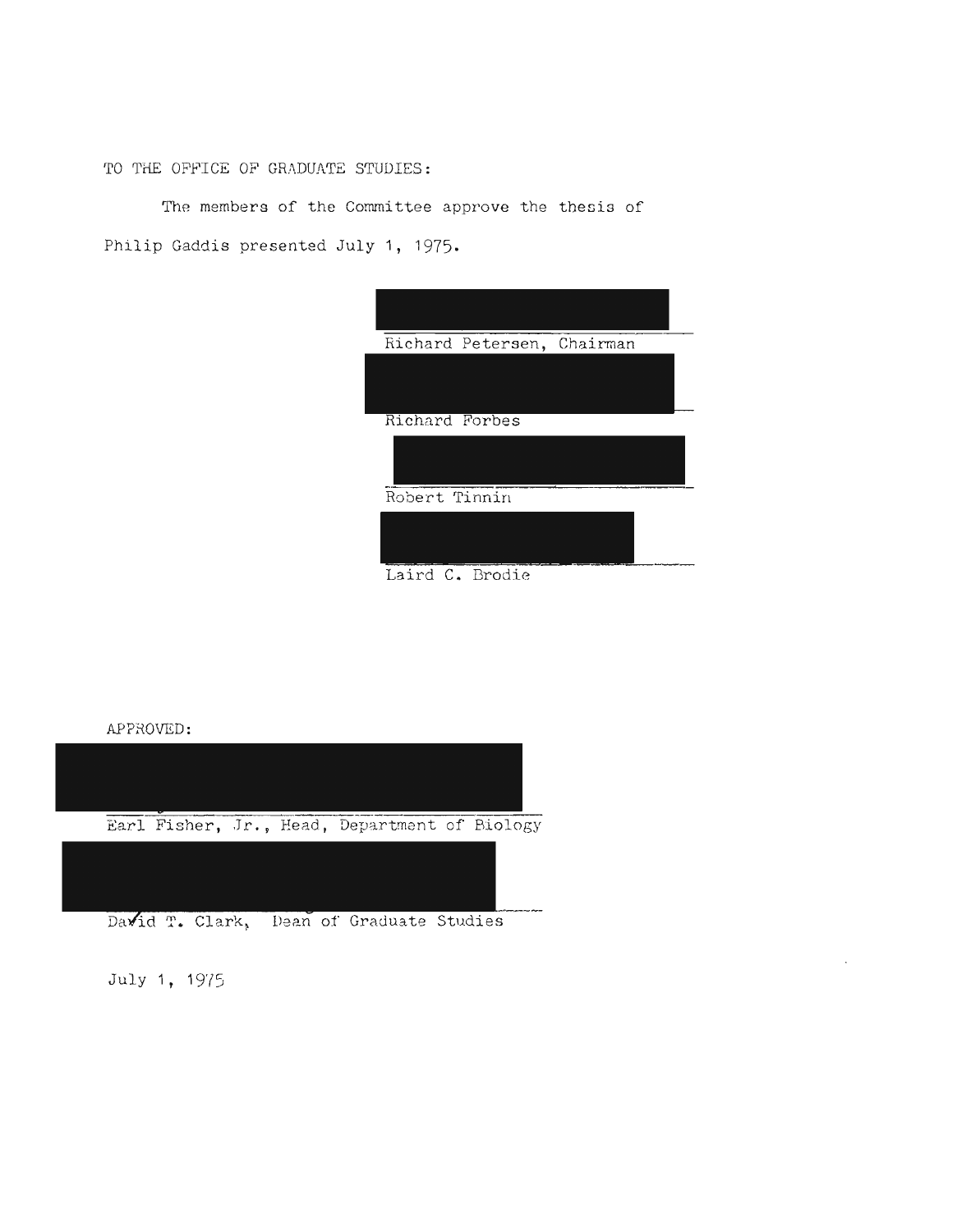TO THE OFFICE OF GRADUATE STUDIES:

The members of the Committee approve the thesis of Philip Gaddis presented July 1, 1975.

Richard Petersen, Chairman

Richard Forbes

Robert Tinnin

Laird C. Brodie

APPROVED:

Earl Fisher, Jr., Head, Department of Biology

David T. Clark, Dean of Graduate Studies

July 1, 1975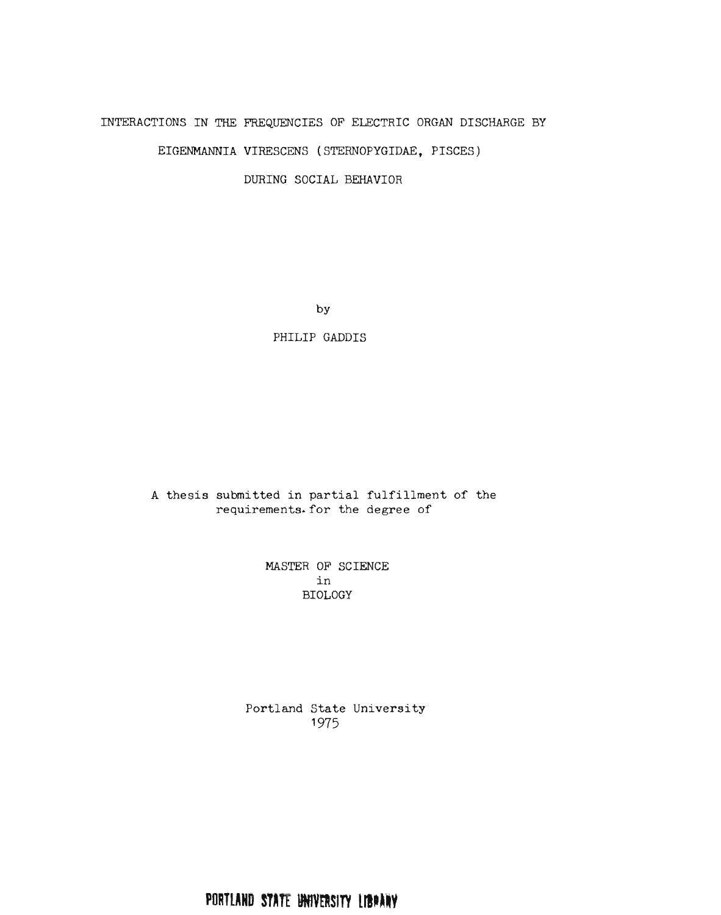INTERACTIONS IN THE FREQUENCIES OF ELECTRIC ORGAN DISCHARGE BY

EIGENMANNIA VIRESCENS (STERNOPYGIDAE, PISCES)

DURING SOCIAL BEHAVIOR

by

PHILIP GADDIS

A thesis submitted in partial fulfillment of the requirements for the degree of

MASTER OF SCIENCE
in
BIOLOGY

Portland State University
1975

PORTLAND STATE UNIVERSITY LIBRARY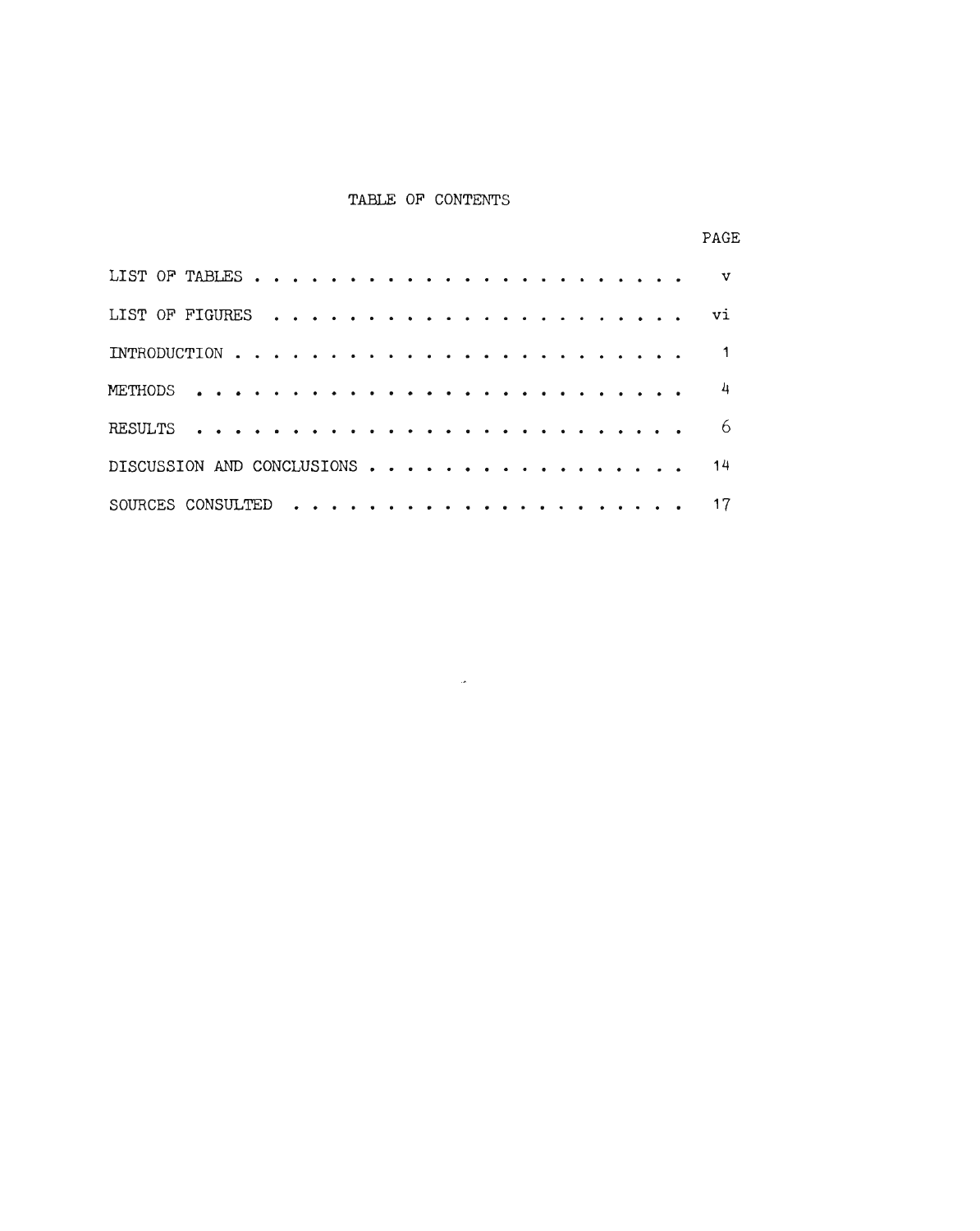# TABLE OF CONTENTS

| | PAGE |
|---|---|
| LIST OF TABLES | v |
| LIST OF FIGURES | vi |
| INTRODUCTION | 1 |
| METHODS | 4 |
| RESULTS | 6 |
| DISCUSSION AND CONCLUSIONS | 14 |
| SOURCES CONSULTED | 17 |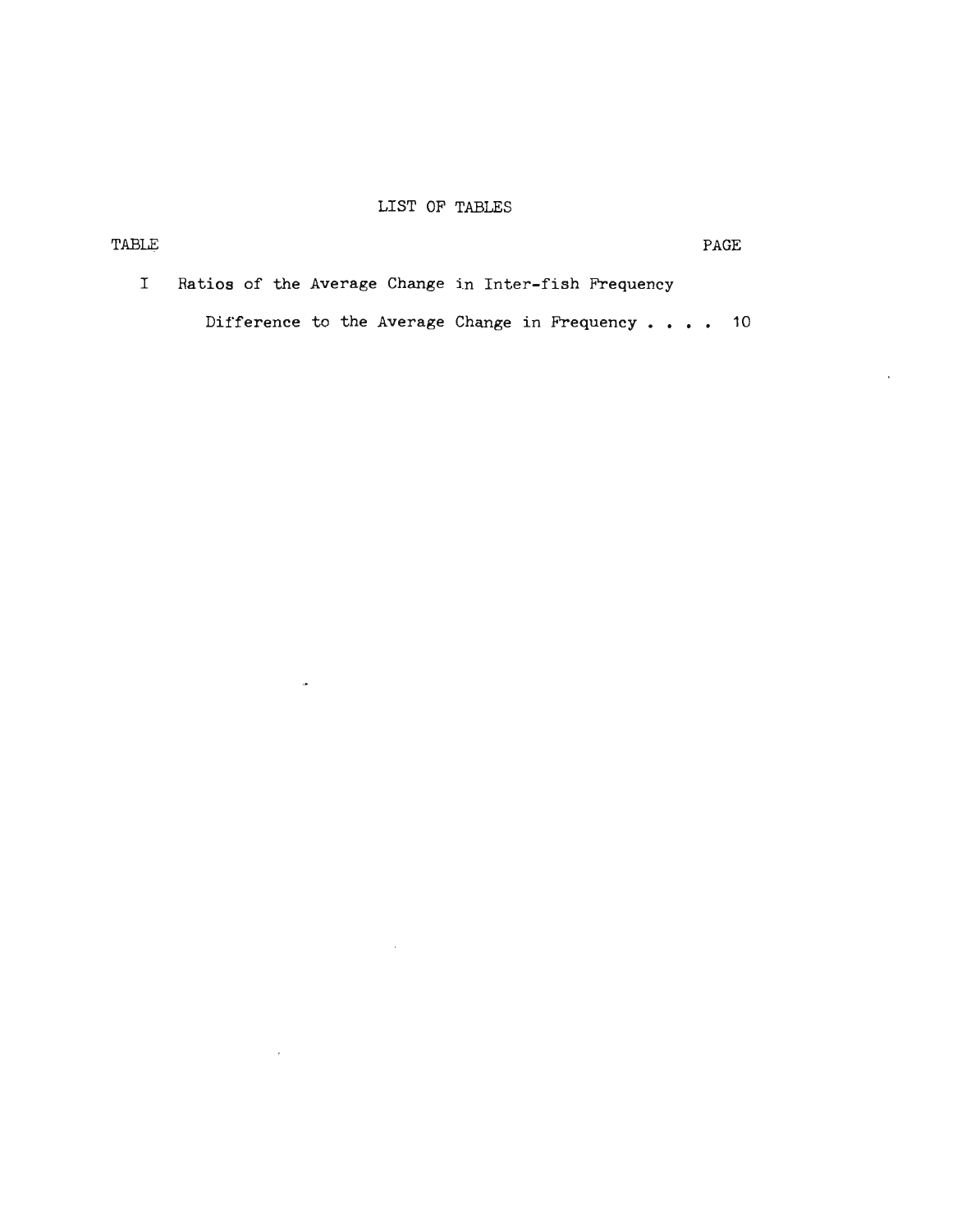# LIST OF TABLES

| TABLE | | PAGE |
|---|---|---|
| I | Ratios of the Average Change in Inter-fish Frequency Difference to the Average Change in Frequency . . . . | 10 |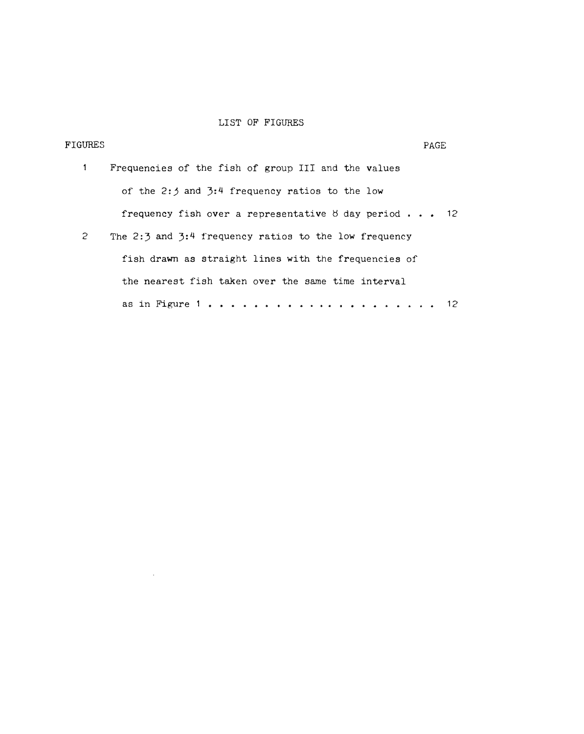# LIST OF FIGURES

| FIGURES | | PAGE |
| --- | --- | --- |
| 1 | Frequencies of the fish of group III and the values of the 2:3 and 3:4 frequency ratios to the low frequency fish over a representative 8 day period . . . | 12 |
| 2 | The 2:3 and 3:4 frequency ratios to the low frequency fish drawn as straight lines with the frequencies of the nearest fish taken over the same time interval as in Figure 1 . . . . . . . . . . . . . . . . . . . . | 12 |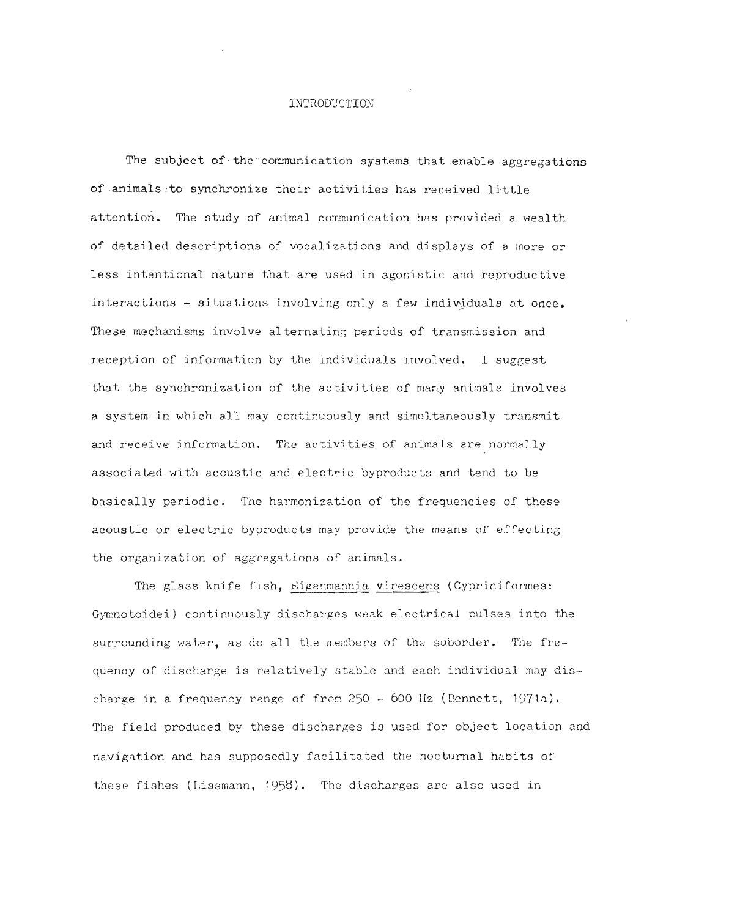# INTRODUCTION

The subject of the communication systems that enable aggregations of animals to synchronize their activities has received little attention. The study of animal communication has provided a wealth of detailed descriptions of vocalizations and displays of a more or less intentional nature that are used in agonistic and reproductive interactions - situations involving only a few individuals at once. These mechanisms involve alternating periods of transmission and reception of information by the individuals involved. I suggest that the synchronization of the activities of many animals involves a system in which all may continuously and simultaneously transmit and receive information. The activities of animals are normally associated with acoustic and electric byproducts and tend to be basically periodic. The harmonization of the frequencies of these acoustic or electric byproducts may provide the means of effecting the organization of aggregations of animals.

The glass knife fish, _Eigenmannia virescens_ (Cypriniformes: Gymnotoidei) continuously discharges weak electrical pulses into the surrounding water, as do all the members of the suborder. The frequency of discharge is relatively stable and each individual may discharge in a frequency range of from 250 - 600 Hz (Bennett, 1971a). The field produced by these discharges is used for object location and navigation and has supposedly facilitated the nocturnal habits of these fishes (Lissmann, 1958). The discharges are also used in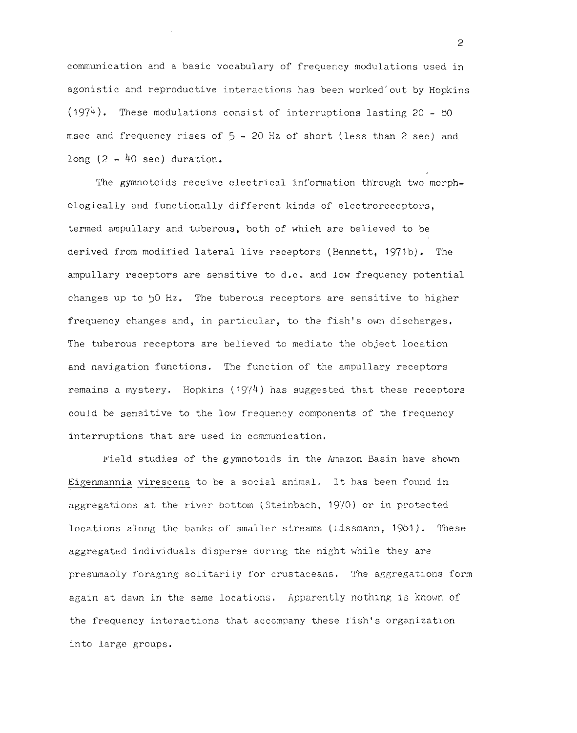communication and a basic vocabulary of frequency modulations used in agonistic and reproductive interactions has been worked out by Hopkins (1974). These modulations consist of interruptions lasting 20 - 80 msec and frequency rises of 5 - 20 Hz of short (less than 2 sec) and long (2 - 40 sec) duration.

The gymnotoids receive electrical information through two morphologically and functionally different kinds of electroreceptors, termed ampullary and tuberous, both of which are believed to be derived from modified lateral live receptors (Bennett, 1971b). The ampullary receptors are sensitive to d.c. and low frequency potential changes up to 50 Hz. The tuberous receptors are sensitive to higher frequency changes and, in particular, to the fish's own discharges. The tuberous receptors are believed to mediate the object location and navigation functions. The function of the ampullary receptors remains a mystery. Hopkins (1974) has suggested that these receptors could be sensitive to the low frequency components of the frequency interruptions that are used in communication.

Field studies of the gymnotoids in the Amazon Basin have shown Eigenmannia virescens to be a social animal. It has been found in aggregations at the river bottom (Steinbach, 1970) or in protected locations along the banks of smaller streams (Lissmann, 1961). These aggregated individuals disperse during the night while they are presumably foraging solitarily for crustaceans. The aggregations form again at dawn in the same locations. Apparently nothing is known of the frequency interactions that accompany these fish's organization into large groups.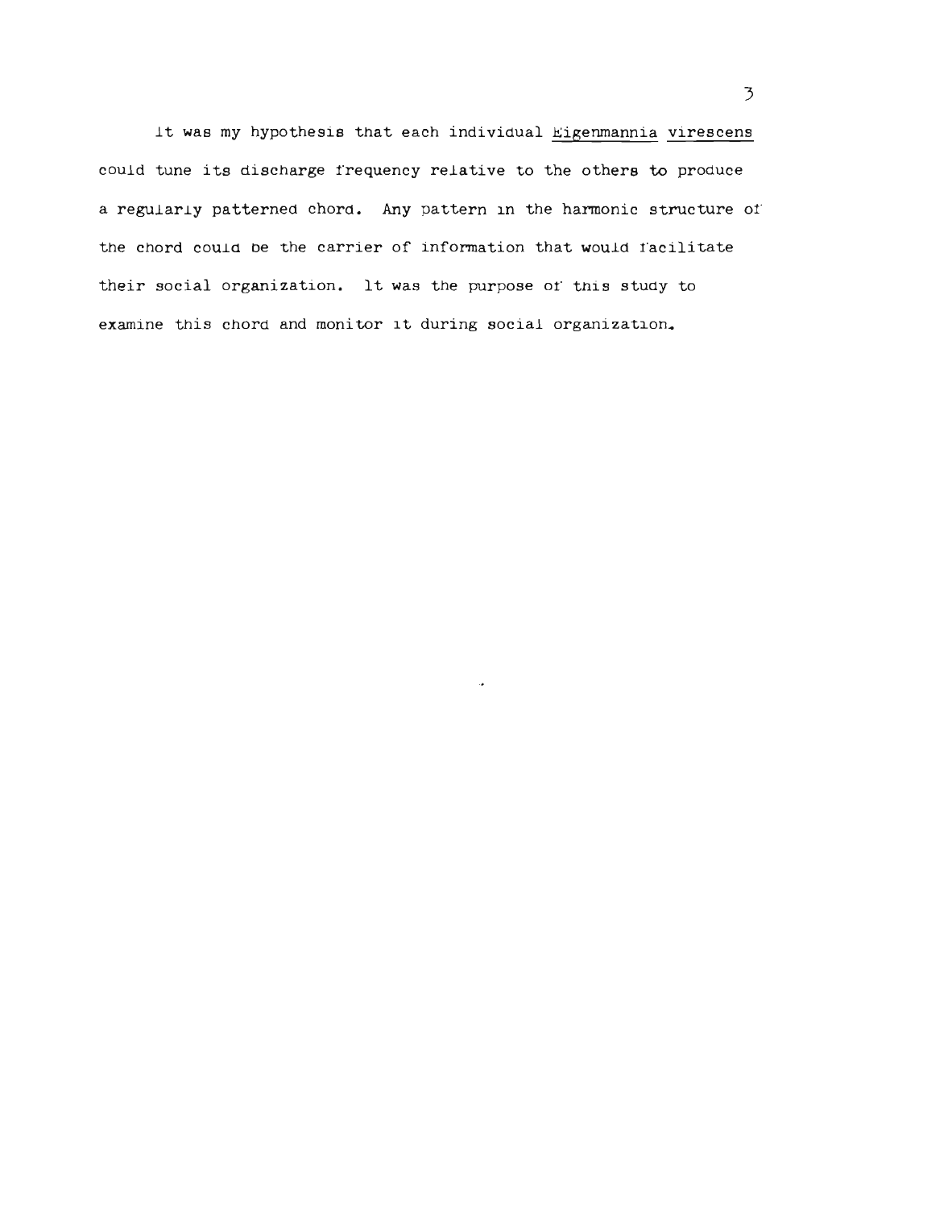It was my hypothesis that each individual *Eigenmannia virescens* could tune its discharge frequency relative to the others to produce a regularly patterned chord. Any pattern in the harmonic structure of the chord could be the carrier of information that would facilitate their social organization. It was the purpose of this study to examine this chord and monitor it during social organization.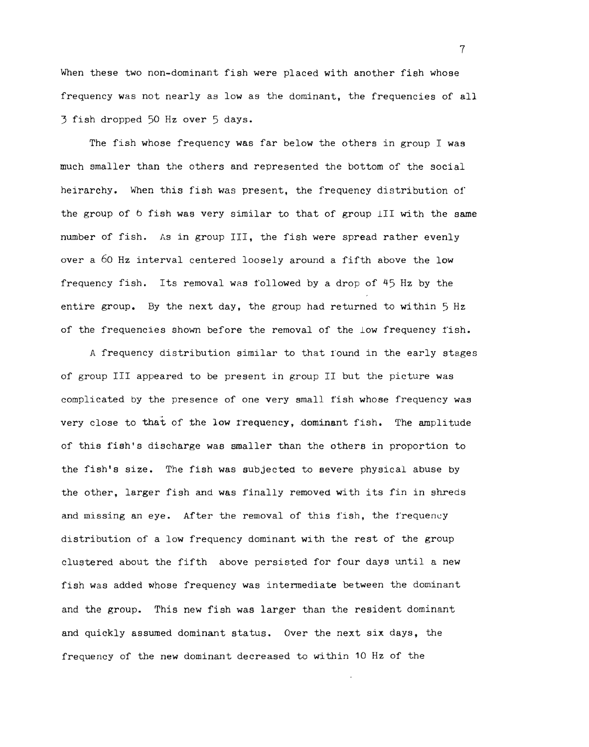When these two non-dominant fish were placed with another fish whose frequency was not nearly as low as the dominant, the frequencies of all 3 fish dropped 50 Hz over 5 days.

The fish whose frequency was far below the others in group I was much smaller than the others and represented the bottom of the social heirarchy. When this fish was present, the frequency distribution of the group of 6 fish was very similar to that of group III with the same number of fish. As in group III, the fish were spread rather evenly over a 60 Hz interval centered loosely around a fifth above the low frequency fish. Its removal was followed by a drop of 45 Hz by the entire group. By the next day, the group had returned to within 5 Hz of the frequencies shown before the removal of the low frequency fish.

A frequency distribution similar to that found in the early stages of group III appeared to be present in group II but the picture was complicated by the presence of one very small fish whose frequency was very close to that of the low frequency, dominant fish. The amplitude of this fish's discharge was smaller than the others in proportion to the fish's size. The fish was subjected to severe physical abuse by the other, larger fish and was finally removed with its fin in shreds and missing an eye. After the removal of this fish, the frequency distribution of a low frequency dominant with the rest of the group clustered about the fifth above persisted for four days until a new fish was added whose frequency was intermediate between the dominant and the group. This new fish was larger than the resident dominant and quickly assumed dominant status. Over the next six days, the frequency of the new dominant decreased to within 10 Hz of the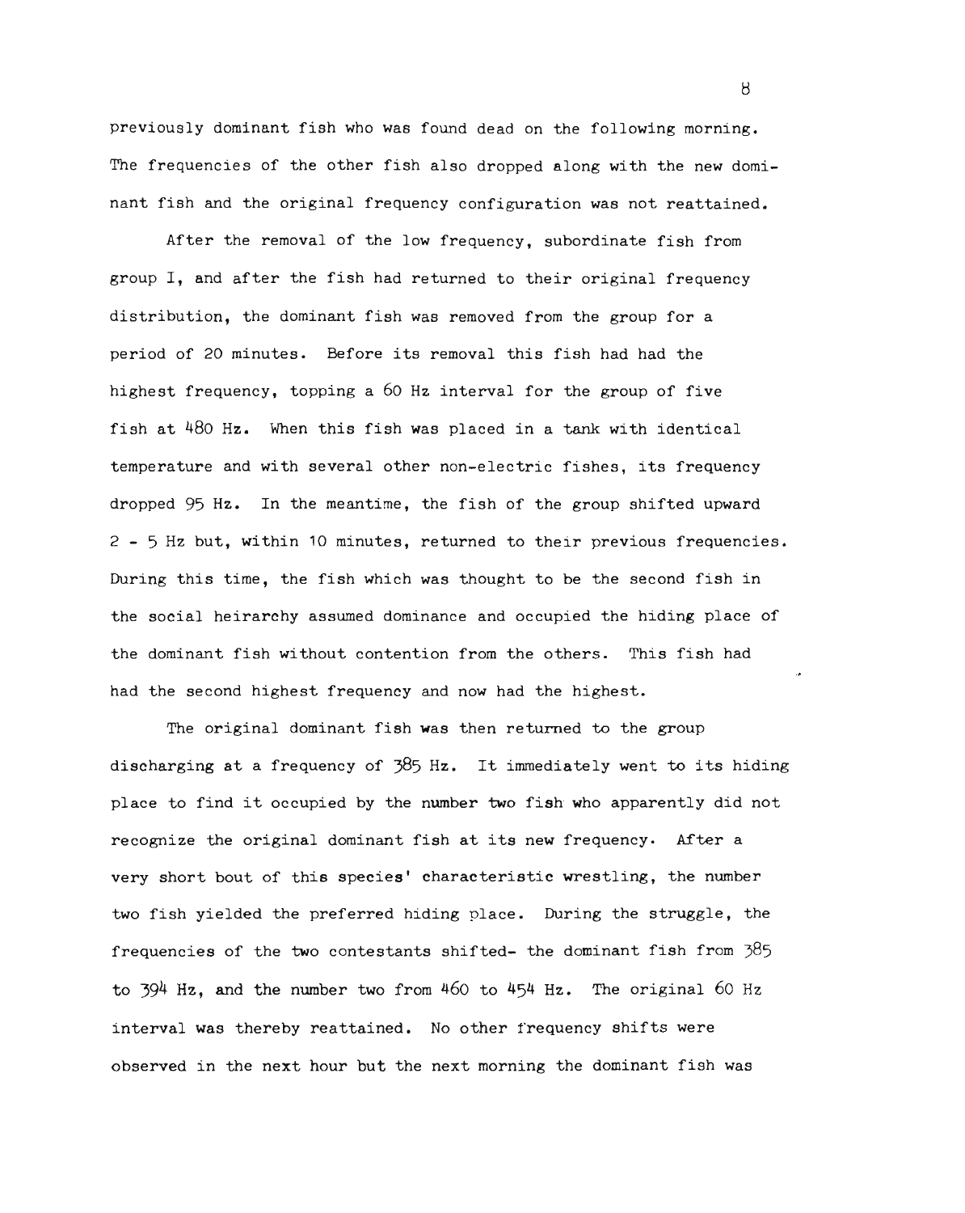previously dominant fish who was found dead on the following morning. The frequencies of the other fish also dropped along with the new dominant fish and the original frequency configuration was not reattained.

After the removal of the low frequency, subordinate fish from group I, and after the fish had returned to their original frequency distribution, the dominant fish was removed from the group for a period of 20 minutes. Before its removal this fish had had the highest frequency, topping a 60 Hz interval for the group of five fish at 480 Hz. When this fish was placed in a tank with identical temperature and with several other non-electric fishes, its frequency dropped 95 Hz. In the meantime, the fish of the group shifted upward 2 - 5 Hz but, within 10 minutes, returned to their previous frequencies. During this time, the fish which was thought to be the second fish in the social heirarchy assumed dominance and occupied the hiding place of the dominant fish without contention from the others. This fish had had the second highest frequency and now had the highest.

The original dominant fish was then returned to the group discharging at a frequency of 385 Hz. It immediately went to its hiding place to find it occupied by the number two fish who apparently did not recognize the original dominant fish at its new frequency. After a very short bout of this species' characteristic wrestling, the number two fish yielded the preferred hiding place. During the struggle, the frequencies of the two contestants shifted- the dominant fish from 385 to 394 Hz, and the number two from 460 to 454 Hz. The original 60 Hz interval was thereby reattained. No other frequency shifts were observed in the next hour but the next morning the dominant fish was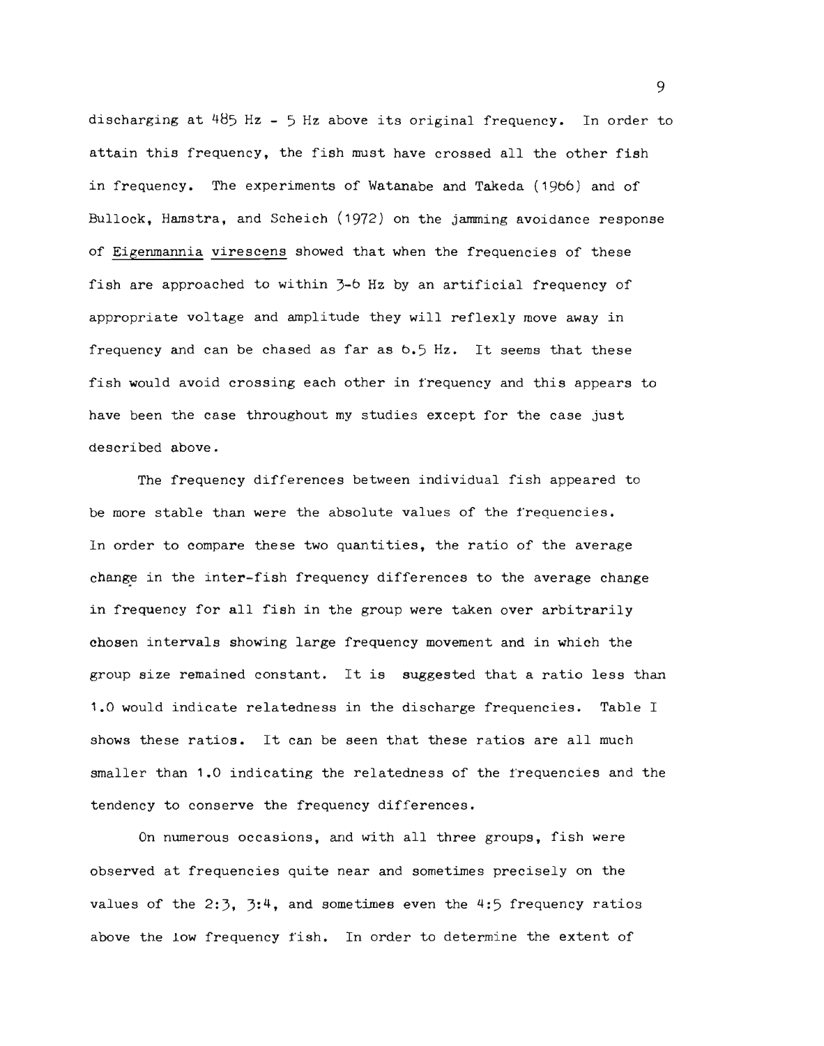discharging at 485 Hz - 5 Hz above its original frequency. In order to attain this frequency, the fish must have crossed all the other fish in frequency. The experiments of Watanabe and Takeda (1966) and of Bullock, Hamstra, and Scheich (1972) on the jamming avoidance response of Eigenmannia virescens showed that when the frequencies of these fish are approached to within 3-6 Hz by an artificial frequency of appropriate voltage and amplitude they will reflexly move away in frequency and can be chased as far as 6.5 Hz. It seems that these fish would avoid crossing each other in frequency and this appears to have been the case throughout my studies except for the case just described above.

The frequency differences between individual fish appeared to be more stable than were the absolute values of the frequencies. In order to compare these two quantities, the ratio of the average change in the inter-fish frequency differences to the average change in frequency for all fish in the group were taken over arbitrarily chosen intervals showing large frequency movement and in which the group size remained constant. It is suggested that a ratio less than 1.0 would indicate relatedness in the discharge frequencies. Table I shows these ratios. It can be seen that these ratios are all much smaller than 1.0 indicating the relatedness of the frequencies and the tendency to conserve the frequency differences.

On numerous occasions, and with all three groups, fish were observed at frequencies quite near and sometimes precisely on the values of the 2:3, 3:4, and sometimes even the 4:5 frequency ratios above the low frequency fish. In order to determine the extent of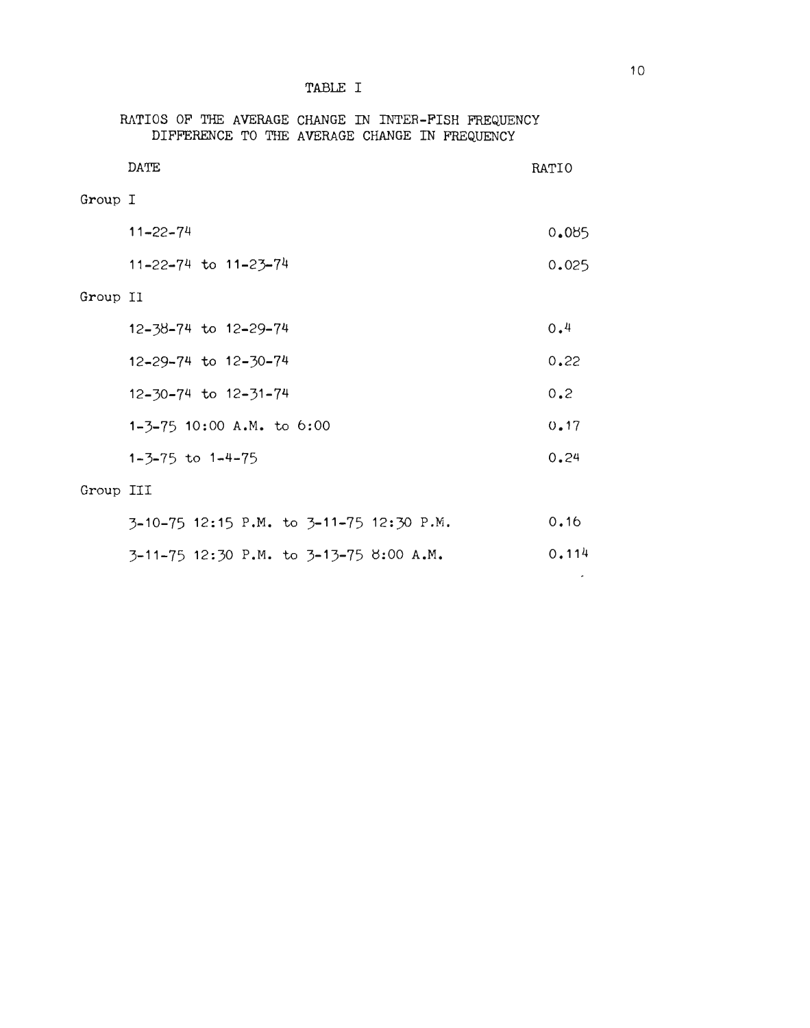TABLE I

RATIOS OF THE AVERAGE CHANGE IN INTER-FISH FREQUENCY DIFFERENCE TO THE AVERAGE CHANGE IN FREQUENCY

| DATE | RATIO |
|---|---|
| Group I | |
| 11-22-74 | 0.085 |
| 11-22-74 to 11-23-74 | 0.025 |
| Group II | |
| 12-38-74 to 12-29-74 | 0.4 |
| 12-29-74 to 12-30-74 | 0.22 |
| 12-30-74 to 12-31-74 | 0.2 |
| 1-3-75 10:00 A.M. to 6:00 | 0.17 |
| 1-3-75 to 1-4-75 | 0.24 |
| Group III | |
| 3-10-75 12:15 P.M. to 3-11-75 12:30 P.M. | 0.16 |
| 3-11-75 12:30 P.M. to 3-13-75 8:00 A.M. | 0.114 |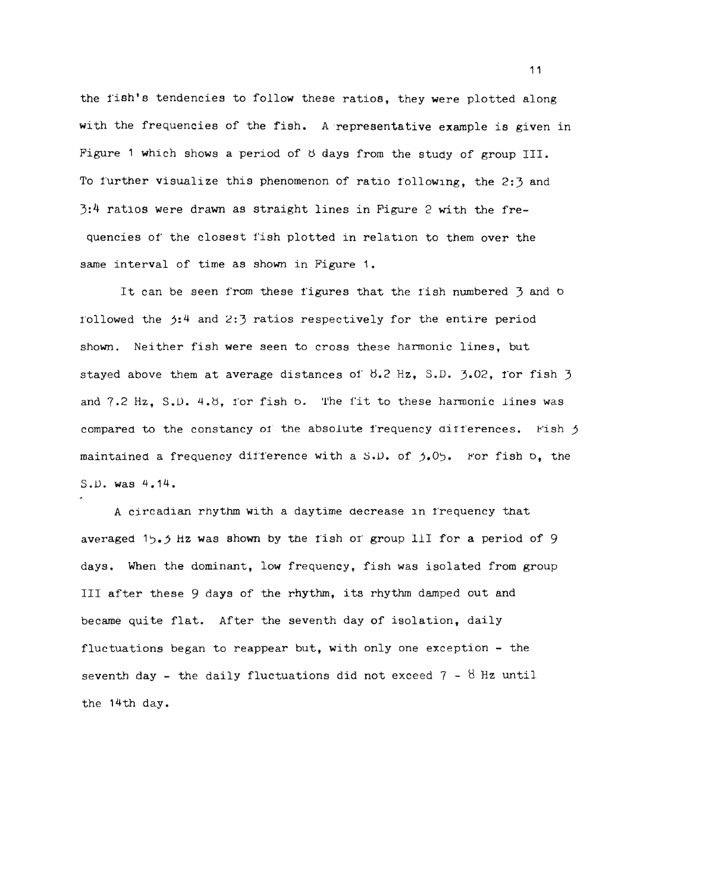the fish's tendencies to follow these ratios, they were plotted along with the frequencies of the fish. A representative example is given in Figure 1 which shows a period of 8 days from the study of group III. To further visualize this phenomenon of ratio following, the 2:3 and 3:4 ratios were drawn as straight lines in Figure 2 with the frequencies of the closest fish plotted in relation to them over the same interval of time as shown in Figure 1.

It can be seen from these figures that the fish numbered 3 and 6 followed the 3:4 and 2:3 ratios respectively for the entire period shown. Neither fish were seen to cross these harmonic lines, but stayed above them at average distances of 8.2 Hz, S.D. 3.02, for fish 3 and 7.2 Hz, S.D. 4.8, for fish 6. The fit to these harmonic lines was compared to the constancy of the absolute frequency differences. Fish 3 maintained a frequency difference with a S.D. of 3.05. For fish 6, the S.D. was 4.14.

A circadian rhythm with a daytime decrease in frequency that averaged 15.3 Hz was shown by the fish of group III for a period of 9 days. When the dominant, low frequency, fish was isolated from group III after these 9 days of the rhythm, its rhythm damped out and became quite flat. After the seventh day of isolation, daily fluctuations began to reappear but, with only one exception - the seventh day - the daily fluctuations did not exceed 7 - 8 Hz until the 14th day.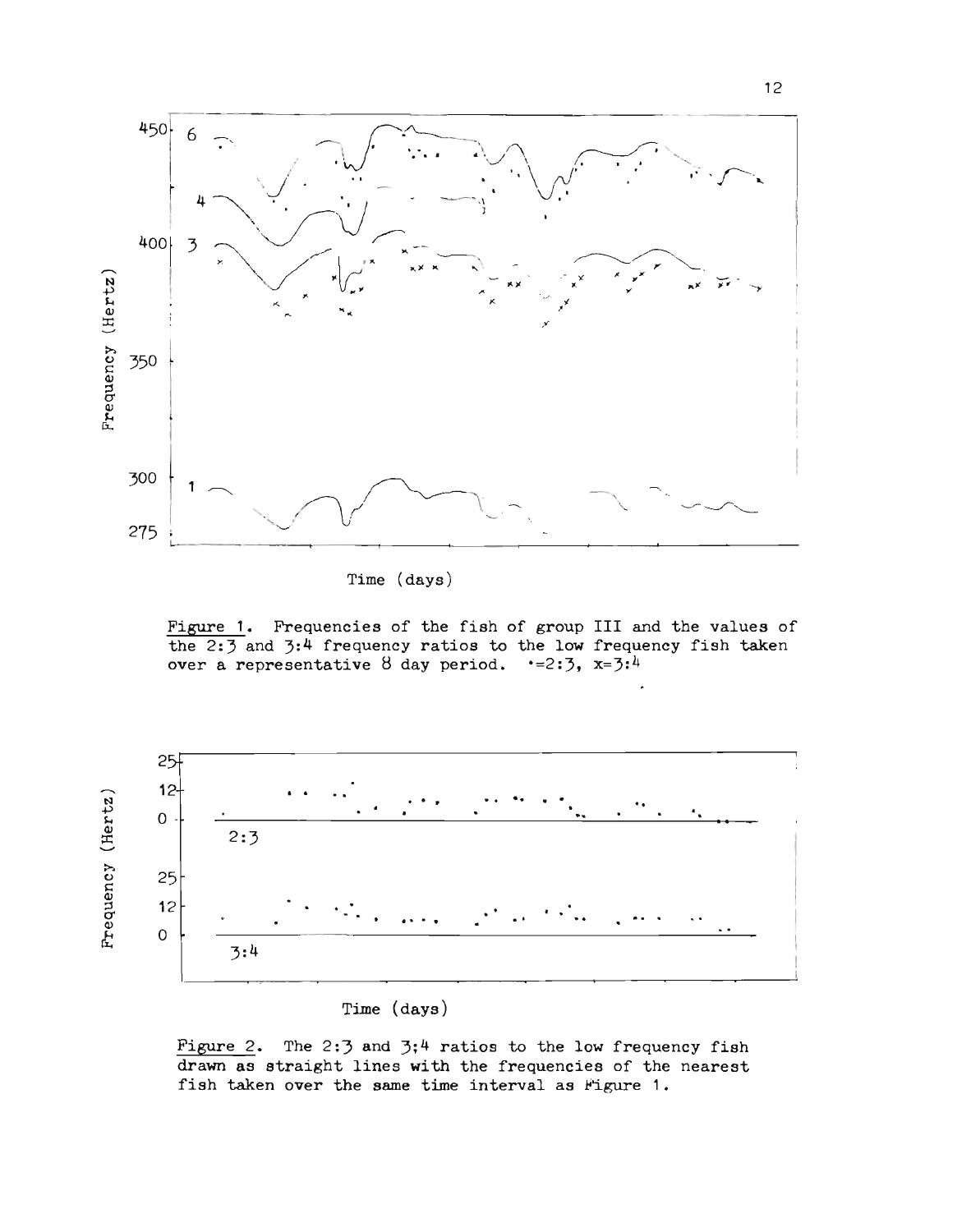Figure 1. Frequencies of the fish of group III and the values of the 2:3 and 3:4 frequency ratios to the low frequency fish taken over a representative 8 day period. •=2:3, x=3:4

Figure 2. The 2:3 and 3;4 ratios to the low frequency fish drawn as straight lines with the frequencies of the nearest fish taken over the same time interval as Figure 1.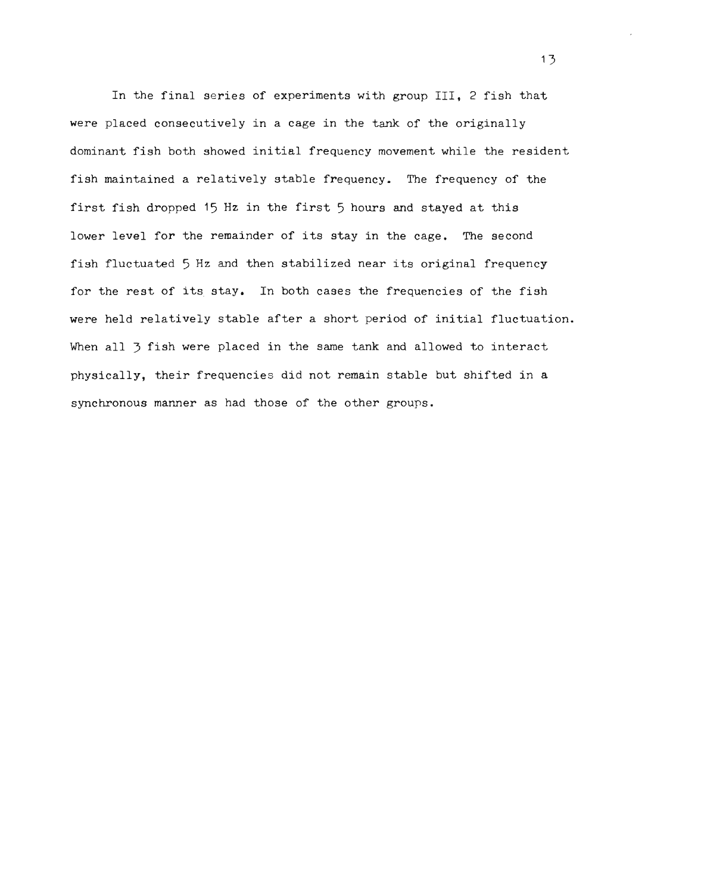In the final series of experiments with group III, 2 fish that were placed consecutively in a cage in the tank of the originally dominant fish both showed initial frequency movement while the resident fish maintained a relatively stable frequency. The frequency of the first fish dropped 15 Hz in the first 5 hours and stayed at this lower level for the remainder of its stay in the cage. The second fish fluctuated 5 Hz and then stabilized near its original frequency for the rest of its stay. In both cases the frequencies of the fish were held relatively stable after a short period of initial fluctuation. When all 3 fish were placed in the same tank and allowed to interact physically, their frequencies did not remain stable but shifted in a synchronous manner as had those of the other groups.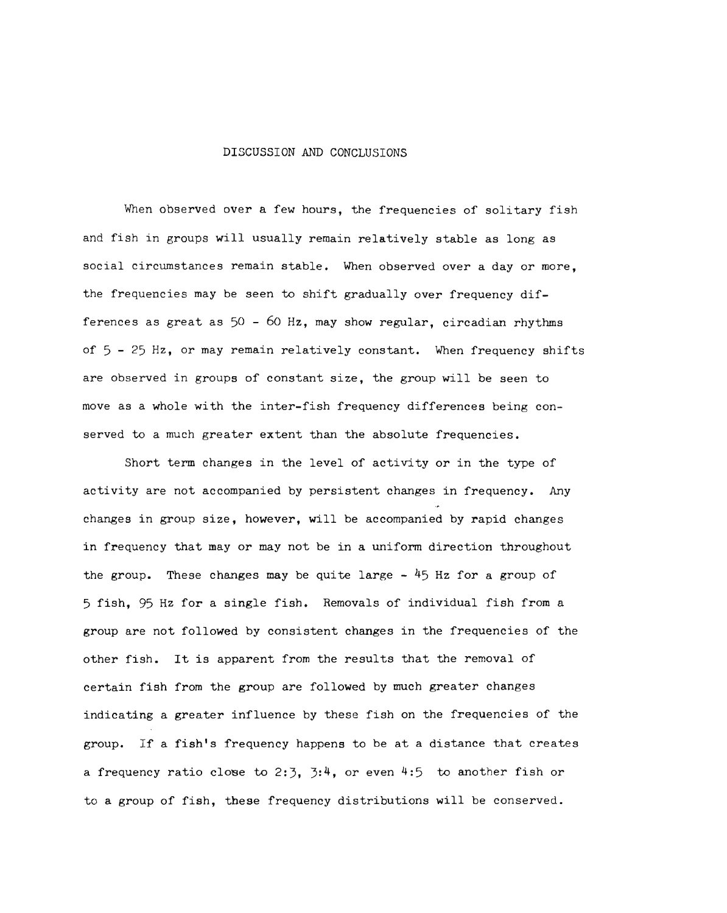# DISCUSSION AND CONCLUSIONS

When observed over a few hours, the frequencies of solitary fish and fish in groups will usually remain relatively stable as long as social circumstances remain stable. When observed over a day or more, the frequencies may be seen to shift gradually over frequency differences as great as 50 - 60 Hz, may show regular, circadian rhythms of 5 - 25 Hz, or may remain relatively constant. When frequency shifts are observed in groups of constant size, the group will be seen to move as a whole with the inter-fish frequency differences being conserved to a much greater extent than the absolute frequencies.

Short term changes in the level of activity or in the type of activity are not accompanied by persistent changes in frequency. Any changes in group size, however, will be accompanied by rapid changes in frequency that may or may not be in a uniform direction throughout the group. These changes may be quite large - 45 Hz for a group of 5 fish, 95 Hz for a single fish. Removals of individual fish from a group are not followed by consistent changes in the frequencies of the other fish. It is apparent from the results that the removal of certain fish from the group are followed by much greater changes indicating a greater influence by these fish on the frequencies of the group. If a fish's frequency happens to be at a distance that creates a frequency ratio close to 2:3, 3:4, or even 4:5 to another fish or to a group of fish, these frequency distributions will be conserved.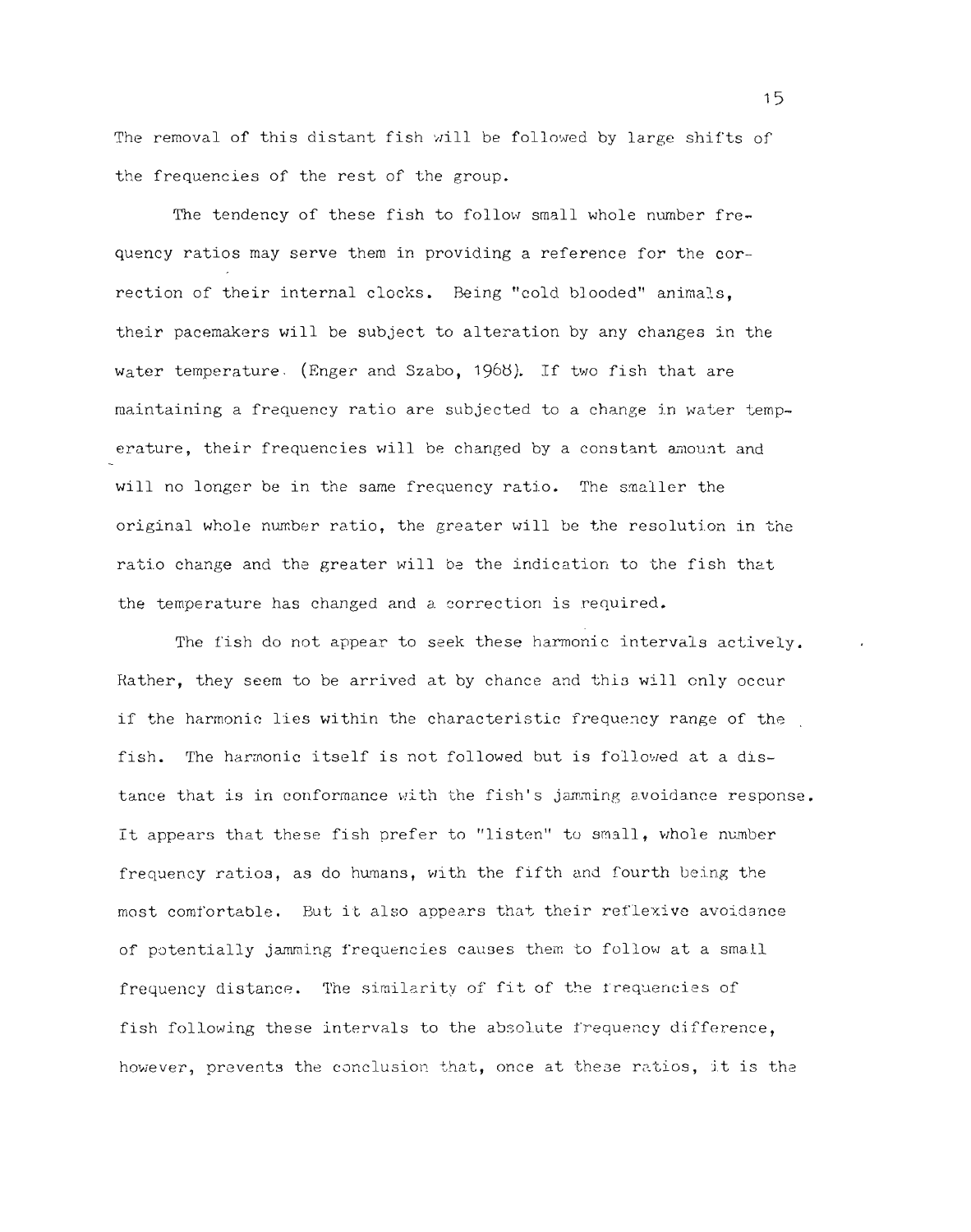The removal of this distant fish will be followed by large shifts of the frequencies of the rest of the group.

The tendency of these fish to follow small whole number frequency ratios may serve them in providing a reference for the correction of their internal clocks. Being "cold blooded" animals, their pacemakers will be subject to alteration by any changes in the water temperature. (Enger and Szabo, 1968). If two fish that are maintaining a frequency ratio are subjected to a change in water temperature, their frequencies will be changed by a constant amount and will no longer be in the same frequency ratio. The smaller the original whole number ratio, the greater will be the resolution in the ratio change and the greater will be the indication to the fish that the temperature has changed and a correction is required.

The fish do not appear to seek these harmonic intervals actively. Rather, they seem to be arrived at by chance and this will only occur if the harmonic lies within the characteristic frequency range of the fish. The harmonic itself is not followed but is followed at a distance that is in conformance with the fish's jamming avoidance response. It appears that these fish prefer to "listen" to small, whole number frequency ratios, as do humans, with the fifth and fourth being the most comfortable. But it also appears that their reflexive avoidance of potentially jamming frequencies causes them to follow at a small frequency distance. The similarity of fit of the frequencies of fish following these intervals to the absolute frequency difference, however, prevents the conclusion that, once at these ratios, it is the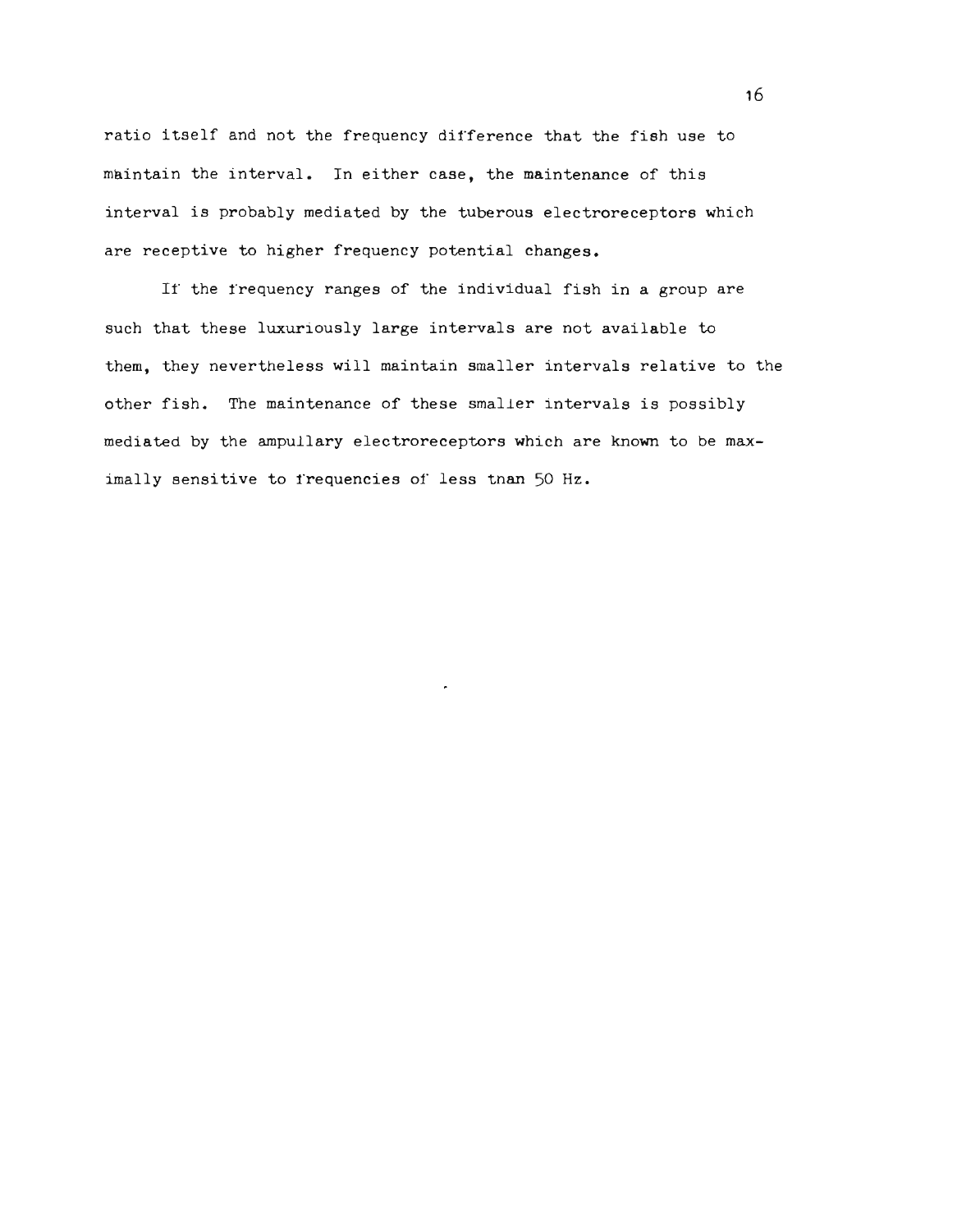ratio itself and not the frequency difference that the fish use to maintain the interval. In either case, the maintenance of this interval is probably mediated by the tuberous electroreceptors which are receptive to higher frequency potential changes.

If the frequency ranges of the individual fish in a group are such that these luxuriously large intervals are not available to them, they nevertheless will maintain smaller intervals relative to the other fish. The maintenance of these smaller intervals is possibly mediated by the ampullary electroreceptors which are known to be maximally sensitive to frequencies of less than 50 Hz.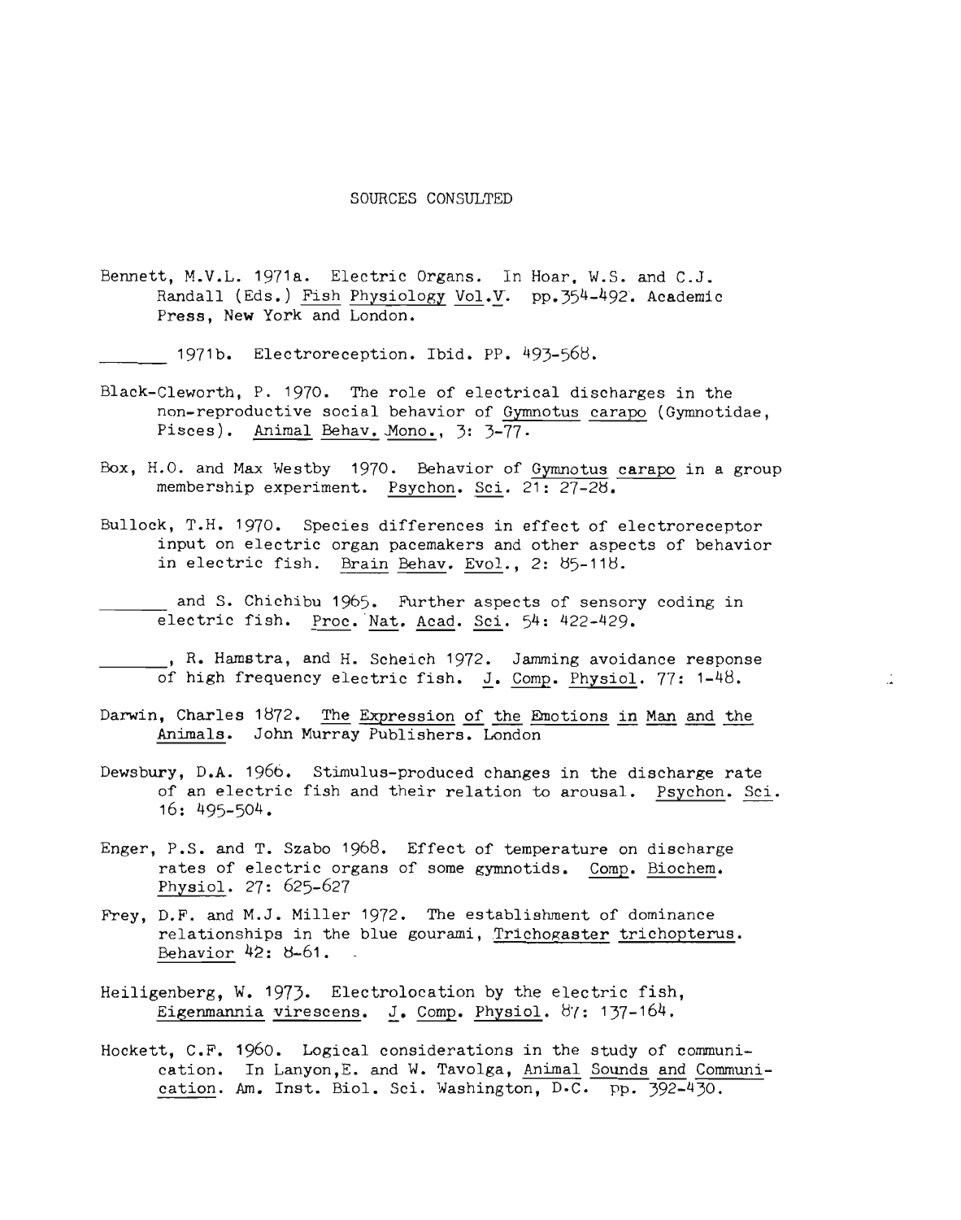# SOURCES CONSULTED

Bennett, M.V.L. 1971a. Electric Organs. In Hoar, W.S. and C.J. Randall (Eds.) Fish Physiology Vol.V. pp.354-492. Academic Press, New York and London.

_______ 1971b. Electroreception. Ibid. PP. 493-568.

Black-Cleworth, P. 1970. The role of electrical discharges in the non-reproductive social behavior of Gymnotus carapo (Gymnotidae, Pisces). Animal Behav. Mono., 3: 3-77.

Box, H.O. and Max Westby 1970. Behavior of Gymnotus carapo in a group membership experiment. Psychon. Sci. 21: 27-28.

Bullock, T.H. 1970. Species differences in effect of electroreceptor input on electric organ pacemakers and other aspects of behavior in electric fish. Brain Behav. Evol., 2: 85-118.

_______ and S. Chichibu 1965. Further aspects of sensory coding in electric fish. Proc. Nat. Acad. Sci. 54: 422-429.

_______, R. Hamstra, and H. Scheich 1972. Jamming avoidance response of high frequency electric fish. J. Comp. Physiol. 77: 1-48.

Darwin, Charles 1872. The Expression of the Emotions in Man and the Animals. John Murray Publishers. London

Dewsbury, D.A. 1966. Stimulus-produced changes in the discharge rate of an electric fish and their relation to arousal. Psychon. Sci. 16: 495-504.

Enger, P.S. and T. Szabo 1968. Effect of temperature on discharge rates of electric organs of some gymnotids. Comp. Biochem. Physiol. 27: 625-627

Frey, D.F. and M.J. Miller 1972. The establishment of dominance relationships in the blue gourami, Trichogaster trichopterus. Behavior 42: 8-61.

Heiligenberg, W. 1973. Electrolocation by the electric fish, Eigenmannia virescens. J. Comp. Physiol. 87: 137-164.

Hockett, C.F. 1960. Logical considerations in the study of communication. In Lanyon, E. and W. Tavolga, Animal Sounds and Communication. Am. Inst. Biol. Sci. Washington, D.C. pp. 392-430.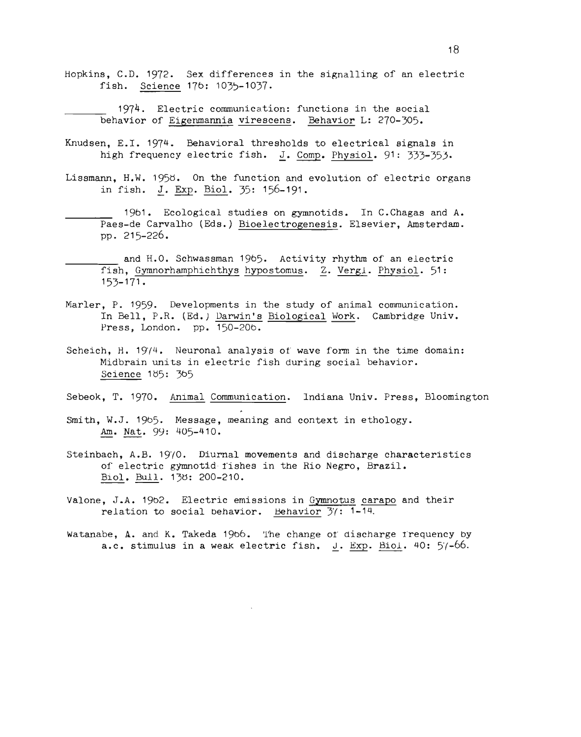Hopkins, C.D. 1972. Sex differences in the signalling of an electric fish. Science 176: 1035-1037.

_______ 1974. Electric communication: functions in the social behavior of Eigenmannia virescens. Behavior L: 270-305.

Knudsen, E.I. 1974. Behavioral thresholds to electrical signals in high frequency electric fish. J. Comp. Physiol. 91: 333-353.

Lissmann, H.W. 1958. On the function and evolution of electric organs in fish. J. Exp. Biol. 35: 156-191.

________ 1961. Ecological studies on gymnotids. In C.Chagas and A. Paes-de Carvalho (Eds.) Bioelectrogenesis. Elsevier, Amsterdam. pp. 215-226.

________ and H.O. Schwassman 1965. Activity rhythm of an electric fish, Gymnorhamphichthys hypostomus. Z. Vergl. Physiol. 51: 153-171.

Marler, P. 1959. Developments in the study of animal communication. In Bell, P.R. (Ed.) Darwin's Biological Work. Cambridge Univ. Press, London. pp. 150-206.

Scheich, H. 1974. Neuronal analysis of wave form in the time domain: Midbrain units in electric fish during social behavior. Science 185: 365

Sebeok, T. 1970. Animal Communication. Indiana Univ. Press, Bloomington

Smith, W.J. 1965. Message, meaning and context in ethology. Am. Nat. 99: 405-410.

Steinbach, A.B. 1970. Diurnal movements and discharge characteristics of electric gymnotid fishes in the Rio Negro, Brazil. Biol. Bull. 138: 200-210.

Valone, J.A. 1962. Electric emissions in Gymnotus carapo and their relation to social behavior. Behavior 37: 1-14.

Watanabe, A. and K. Takeda 1966. The change of discharge frequency by a.c. stimulus in a weak electric fish. J. Exp. Biol. 40: 57-66.